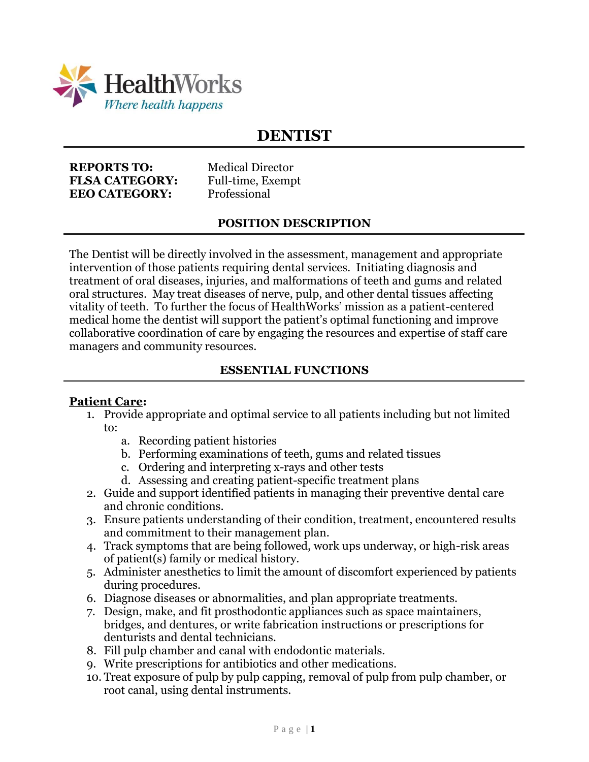HealthWorks

*Where health happens*

# DENTIST

**REPORTS TO:** Medical Director
**FLSA CATEGORY:** Full-time, Exempt
**EEO CATEGORY:** Professional

## POSITION DESCRIPTION

The Dentist will be directly involved in the assessment, management and appropriate intervention of those patients requiring dental services. Initiating diagnosis and treatment of oral diseases, injuries, and malformations of teeth and gums and related oral structures. May treat diseases of nerve, pulp, and other dental tissues affecting vitality of teeth. To further the focus of HealthWorks' mission as a patient-centered medical home the dentist will support the patient's optimal functioning and improve collaborative coordination of care by engaging the resources and expertise of staff care managers and community resources.

## ESSENTIAL FUNCTIONS

**Patient Care:**

1. Provide appropriate and optimal service to all patients including but not limited to:
   a. Recording patient histories
   b. Performing examinations of teeth, gums and related tissues
   c. Ordering and interpreting x-rays and other tests
   d. Assessing and creating patient-specific treatment plans
2. Guide and support identified patients in managing their preventive dental care and chronic conditions.
3. Ensure patients understanding of their condition, treatment, encountered results and commitment to their management plan.
4. Track symptoms that are being followed, work ups underway, or high-risk areas of patient(s) family or medical history.
5. Administer anesthetics to limit the amount of discomfort experienced by patients during procedures.
6. Diagnose diseases or abnormalities, and plan appropriate treatments.
7. Design, make, and fit prosthodontic appliances such as space maintainers, bridges, and dentures, or write fabrication instructions or prescriptions for denturists and dental technicians.
8. Fill pulp chamber and canal with endodontic materials.
9. Write prescriptions for antibiotics and other medications.
10. Treat exposure of pulp by pulp capping, removal of pulp from pulp chamber, or root canal, using dental instruments.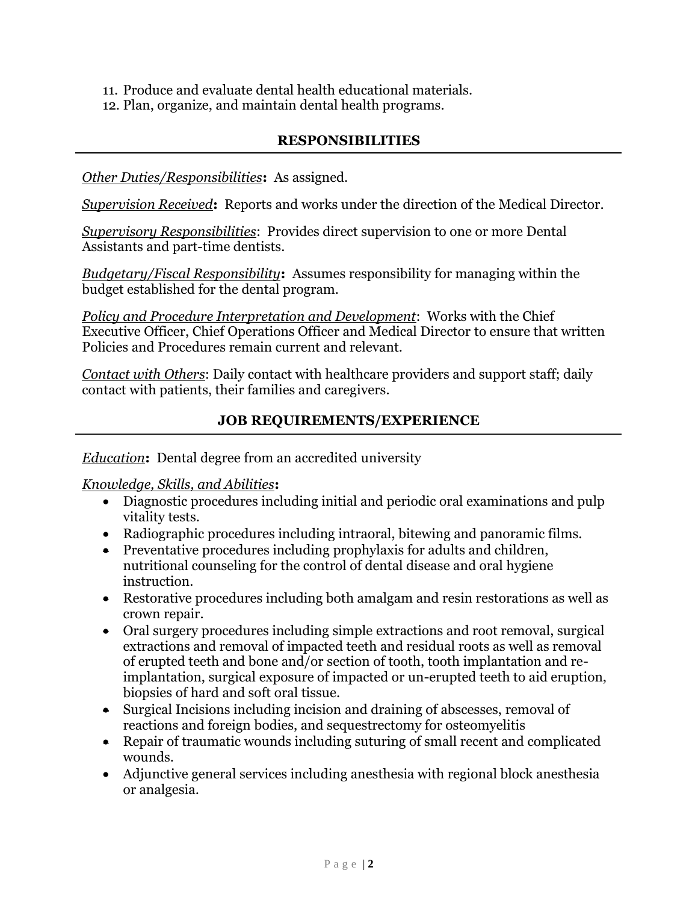11. Produce and evaluate dental health educational materials.
12. Plan, organize, and maintain dental health programs.

## RESPONSIBILITIES

*Other Duties/Responsibilities*: As assigned.

*Supervision Received*: Reports and works under the direction of the Medical Director.

*Supervisory Responsibilities*: Provides direct supervision to one or more Dental Assistants and part-time dentists.

*Budgetary/Fiscal Responsibility*: Assumes responsibility for managing within the budget established for the dental program.

*Policy and Procedure Interpretation and Development*: Works with the Chief Executive Officer, Chief Operations Officer and Medical Director to ensure that written Policies and Procedures remain current and relevant.

*Contact with Others*: Daily contact with healthcare providers and support staff; daily contact with patients, their families and caregivers.

## JOB REQUIREMENTS/EXPERIENCE

*Education*: Dental degree from an accredited university

*Knowledge, Skills, and Abilities*:

- Diagnostic procedures including initial and periodic oral examinations and pulp vitality tests.
- Radiographic procedures including intraoral, bitewing and panoramic films.
- Preventative procedures including prophylaxis for adults and children, nutritional counseling for the control of dental disease and oral hygiene instruction.
- Restorative procedures including both amalgam and resin restorations as well as crown repair.
- Oral surgery procedures including simple extractions and root removal, surgical extractions and removal of impacted teeth and residual roots as well as removal of erupted teeth and bone and/or section of tooth, tooth implantation and re-implantation, surgical exposure of impacted or un-erupted teeth to aid eruption, biopsies of hard and soft oral tissue.
- Surgical Incisions including incision and draining of abscesses, removal of reactions and foreign bodies, and sequestrectomy for osteomyelitis
- Repair of traumatic wounds including suturing of small recent and complicated wounds.
- Adjunctive general services including anesthesia with regional block anesthesia or analgesia.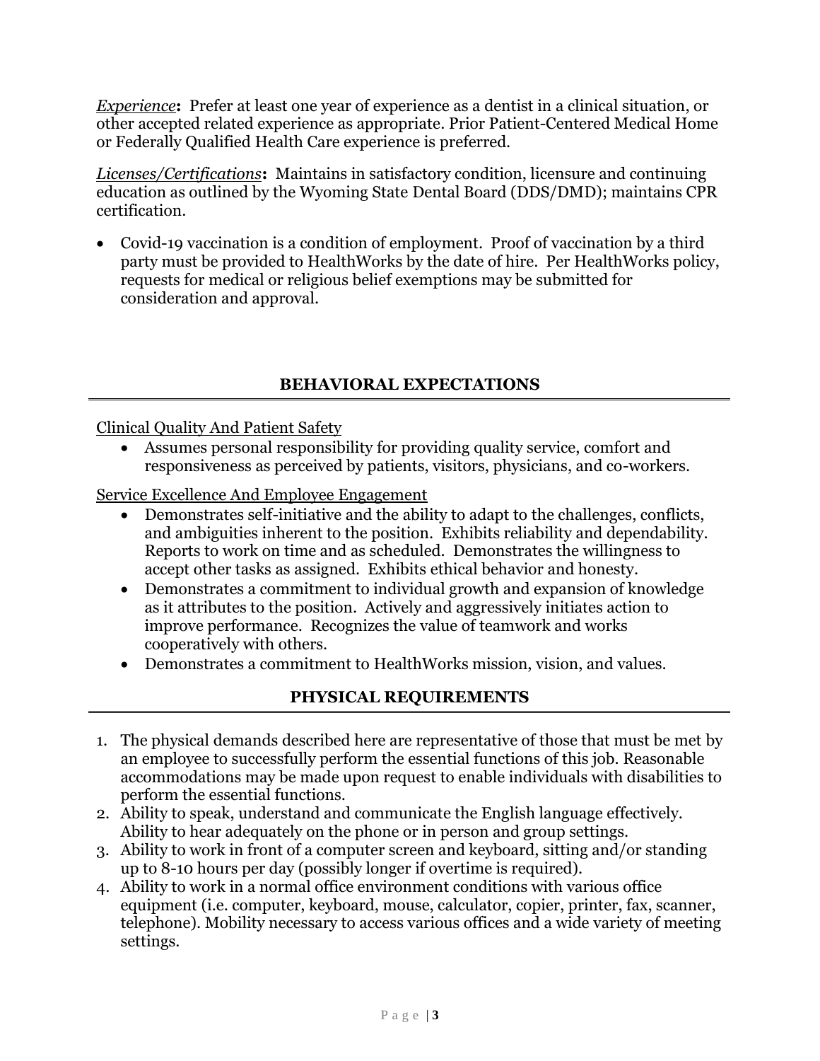*Experience***:** Prefer at least one year of experience as a dentist in a clinical situation, or other accepted related experience as appropriate. Prior Patient-Centered Medical Home or Federally Qualified Health Care experience is preferred.

*Licenses/Certifications***:** Maintains in satisfactory condition, licensure and continuing education as outlined by the Wyoming State Dental Board (DDS/DMD); maintains CPR certification.

- Covid-19 vaccination is a condition of employment. Proof of vaccination by a third party must be provided to HealthWorks by the date of hire. Per HealthWorks policy, requests for medical or religious belief exemptions may be submitted for consideration and approval.

## BEHAVIORAL EXPECTATIONS

Clinical Quality And Patient Safety

- Assumes personal responsibility for providing quality service, comfort and responsiveness as perceived by patients, visitors, physicians, and co-workers.

Service Excellence And Employee Engagement

- Demonstrates self-initiative and the ability to adapt to the challenges, conflicts, and ambiguities inherent to the position. Exhibits reliability and dependability. Reports to work on time and as scheduled. Demonstrates the willingness to accept other tasks as assigned. Exhibits ethical behavior and honesty.
- Demonstrates a commitment to individual growth and expansion of knowledge as it attributes to the position. Actively and aggressively initiates action to improve performance. Recognizes the value of teamwork and works cooperatively with others.
- Demonstrates a commitment to HealthWorks mission, vision, and values.

## PHYSICAL REQUIREMENTS

1. The physical demands described here are representative of those that must be met by an employee to successfully perform the essential functions of this job. Reasonable accommodations may be made upon request to enable individuals with disabilities to perform the essential functions.
2. Ability to speak, understand and communicate the English language effectively. Ability to hear adequately on the phone or in person and group settings.
3. Ability to work in front of a computer screen and keyboard, sitting and/or standing up to 8-10 hours per day (possibly longer if overtime is required).
4. Ability to work in a normal office environment conditions with various office equipment (i.e. computer, keyboard, mouse, calculator, copier, printer, fax, scanner, telephone). Mobility necessary to access various offices and a wide variety of meeting settings.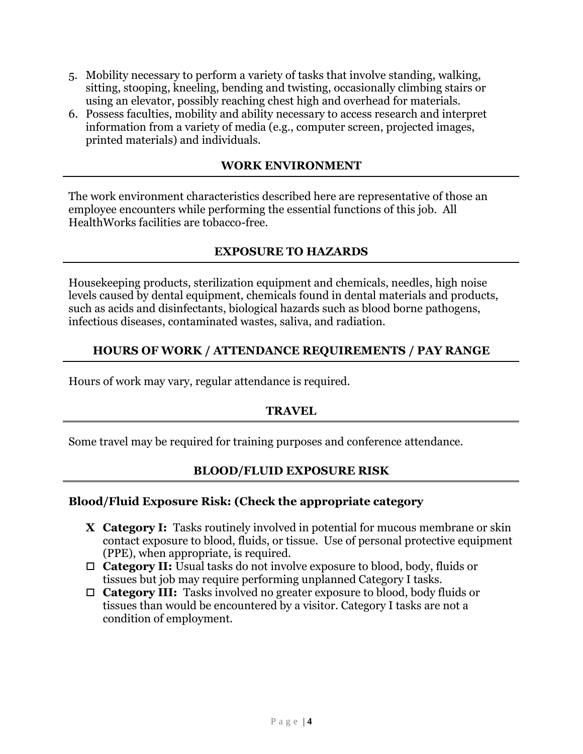5. Mobility necessary to perform a variety of tasks that involve standing, walking, sitting, stooping, kneeling, bending and twisting, occasionally climbing stairs or using an elevator, possibly reaching chest high and overhead for materials.
6. Possess faculties, mobility and ability necessary to access research and interpret information from a variety of media (e.g., computer screen, projected images, printed materials) and individuals.

## WORK ENVIRONMENT

The work environment characteristics described here are representative of those an employee encounters while performing the essential functions of this job. All HealthWorks facilities are tobacco-free.

## EXPOSURE TO HAZARDS

Housekeeping products, sterilization equipment and chemicals, needles, high noise levels caused by dental equipment, chemicals found in dental materials and products, such as acids and disinfectants, biological hazards such as blood borne pathogens, infectious diseases, contaminated wastes, saliva, and radiation.

## HOURS OF WORK / ATTENDANCE REQUIREMENTS / PAY RANGE

Hours of work may vary, regular attendance is required.

## TRAVEL

Some travel may be required for training purposes and conference attendance.

## BLOOD/FLUID EXPOSURE RISK

**Blood/Fluid Exposure Risk: (Check the appropriate category**

- **X Category I:** Tasks routinely involved in potential for mucous membrane or skin contact exposure to blood, fluids, or tissue. Use of personal protective equipment (PPE), when appropriate, is required.
- ☐ **Category II:** Usual tasks do not involve exposure to blood, body, fluids or tissues but job may require performing unplanned Category I tasks.
- ☐ **Category III:** Tasks involved no greater exposure to blood, body fluids or tissues than would be encountered by a visitor. Category I tasks are not a condition of employment.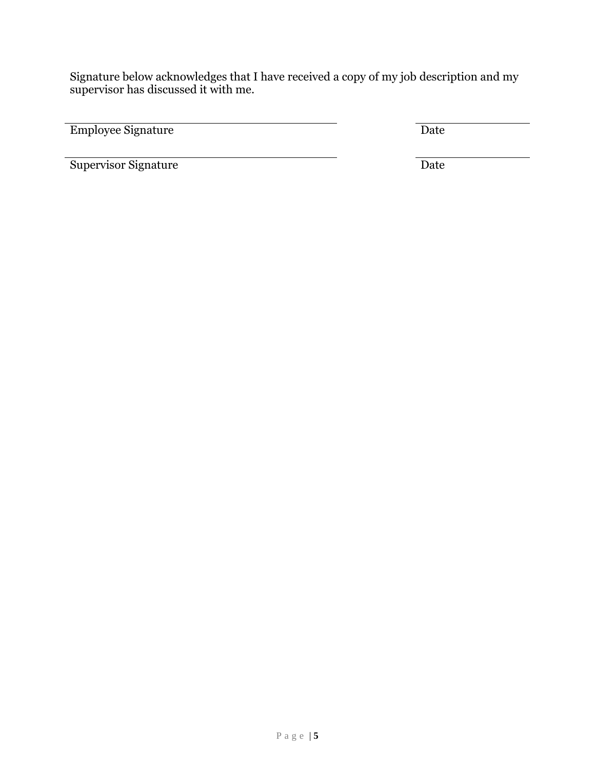Signature below acknowledges that I have received a copy of my job description and my supervisor has discussed it with me.

\_\_\_\_\_\_\_\_\_\_\_\_\_\_\_\_\_\_\_\_\_\_\_\_\_\_\_\_\_\_\_\_\_\_\_\_\_\_\_\_ \_\_\_\_\_\_\_\_\_\_\_\_\_\_\_\_

Employee Signature Date

\_\_\_\_\_\_\_\_\_\_\_\_\_\_\_\_\_\_\_\_\_\_\_\_\_\_\_\_\_\_\_\_\_\_\_\_\_\_\_\_ \_\_\_\_\_\_\_\_\_\_\_\_\_\_\_\_

Supervisor Signature Date